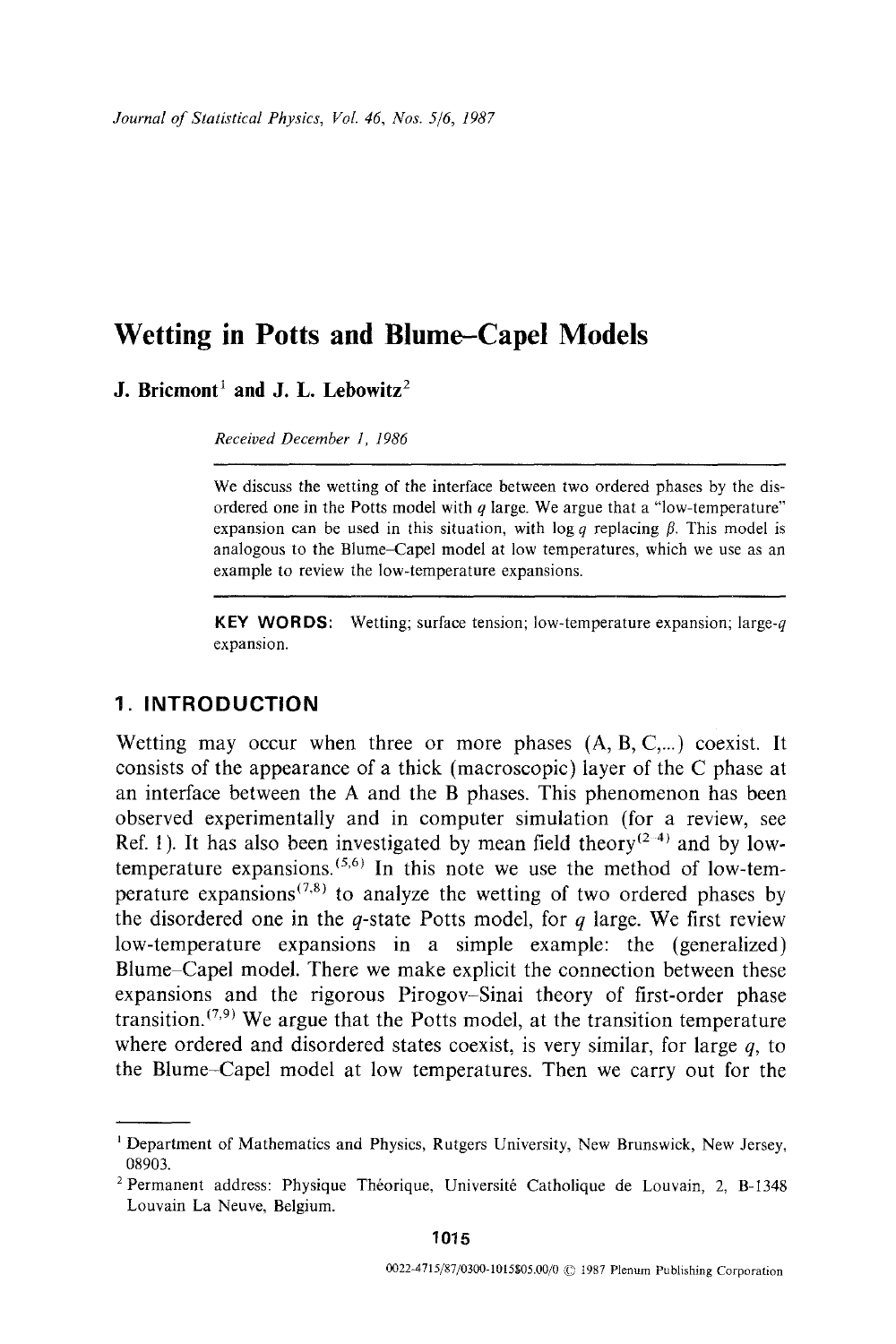# Wetting in Potts and Blume–Capel Models

**J. Bricmont**[1] **and J. L. Lebowitz**[2]

*Received December 1, 1986*

---

We discuss the wetting of the interface between two ordered phases by the disordered one in the Potts model with $q$ large. We argue that a "low-temperature" expansion can be used in this situation, with $\log q$ replacing $\beta$. This model is analogous to the Blume–Capel model at low temperatures, which we use as an example to review the low-temperature expansions.

---

**KEY WORDS:** Wetting; surface tension; low-temperature expansion; large-$q$ expansion.

## 1. INTRODUCTION

Wetting may occur when three or more phases (A, B, C,...) coexist. It consists of the appearance of a thick (macroscopic) layer of the C phase at an interface between the A and the B phases. This phenomenon has been observed experimentally and in computer simulation (for a review, see Ref. 1). It has also been investigated by mean field theory[2-4] and by low-temperature expansions.[5,6] In this note we use the method of low-temperature expansions[7,8] to analyze the wetting of two ordered phases by the disordered one in the $q$-state Potts model, for $q$ large. We first review low-temperature expansions in a simple example: the (generalized) Blume–Capel model. There we make explicit the connection between these expansions and the rigorous Pirogov–Sinai theory of first-order phase transition.[7,9] We argue that the Potts model, at the transition temperature where ordered and disordered states coexist, is very similar, for large $q$, to the Blume–Capel model at low temperatures. Then we carry out for the

---

[1] Department of Mathematics and Physics, Rutgers University, New Brunswick, New Jersey, 08903.

[2] Permanent address: Physique Théorique, Université Catholique de Louvain, 2, B-1348 Louvain La Neuve, Belgium.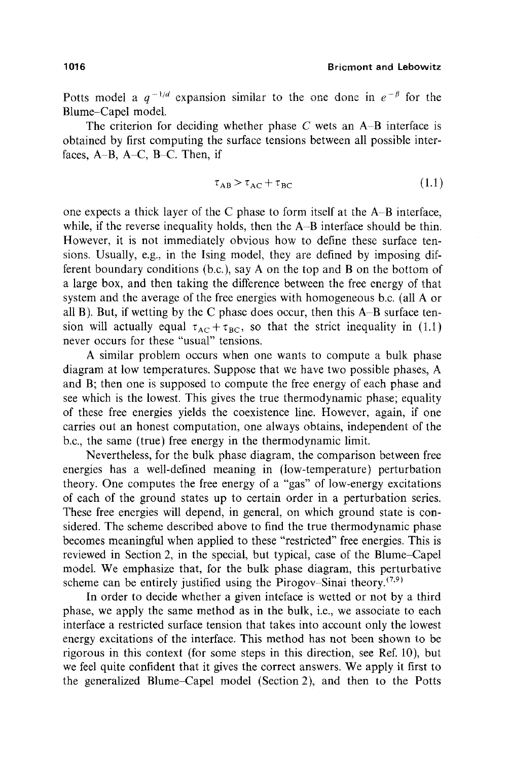Potts model a $q^{-1/d}$ expansion similar to the one done in $e^{-\beta}$ for the Blume–Capel model.

The criterion for deciding whether phase $C$ wets an A–B interface is obtained by first computing the surface tensions between all possible interfaces, A–B, A–C, B–C. Then, if

$$\tau_{AB} > \tau_{AC} + \tau_{BC} \tag{1.1}$$

one expects a thick layer of the C phase to form itself at the A–B interface, while, if the reverse inequality holds, then the A–B interface should be thin. However, it is not immediately obvious how to define these surface tensions. Usually, e.g., in the Ising model, they are defined by imposing different boundary conditions (b.c.), say A on the top and B on the bottom of a large box, and then taking the difference between the free energy of that system and the average of the free energies with homogeneous b.c. (all A or all B). But, if wetting by the C phase does occur, then this A–B surface tension will actually equal $\tau_{AC} + \tau_{BC}$, so that the strict inequality in (1.1) never occurs for these "usual" tensions.

A similar problem occurs when one wants to compute a bulk phase diagram at low temperatures. Suppose that we have two possible phases, A and B; then one is supposed to compute the free energy of each phase and see which is the lowest. This gives the true thermodynamic phase; equality of these free energies yields the coexistence line. However, again, if one carries out an honest computation, one always obtains, independent of the b.c., the same (true) free energy in the thermodynamic limit.

Nevertheless, for the bulk phase diagram, the comparison between free energies has a well-defined meaning in (low-temperature) perturbation theory. One computes the free energy of a "gas" of low-energy excitations of each of the ground states up to certain order in a perturbation series. These free energies will depend, in general, on which ground state is considered. The scheme described above to find the true thermodynamic phase becomes meaningful when applied to these "restricted" free energies. This is reviewed in Section 2, in the special, but typical, case of the Blume–Capel model. We emphasize that, for the bulk phase diagram, this perturbative scheme can be entirely justified using the Pirogov–Sinai theory.[7,9]

In order to decide whether a given inteface is wetted or not by a third phase, we apply the same method as in the bulk, i.e., we associate to each interface a restricted surface tension that takes into account only the lowest energy excitations of the interface. This method has not been shown to be rigorous in this context (for some steps in this direction, see Ref. 10), but we feel quite confident that it gives the correct answers. We apply it first to the generalized Blume–Capel model (Section 2), and then to the Potts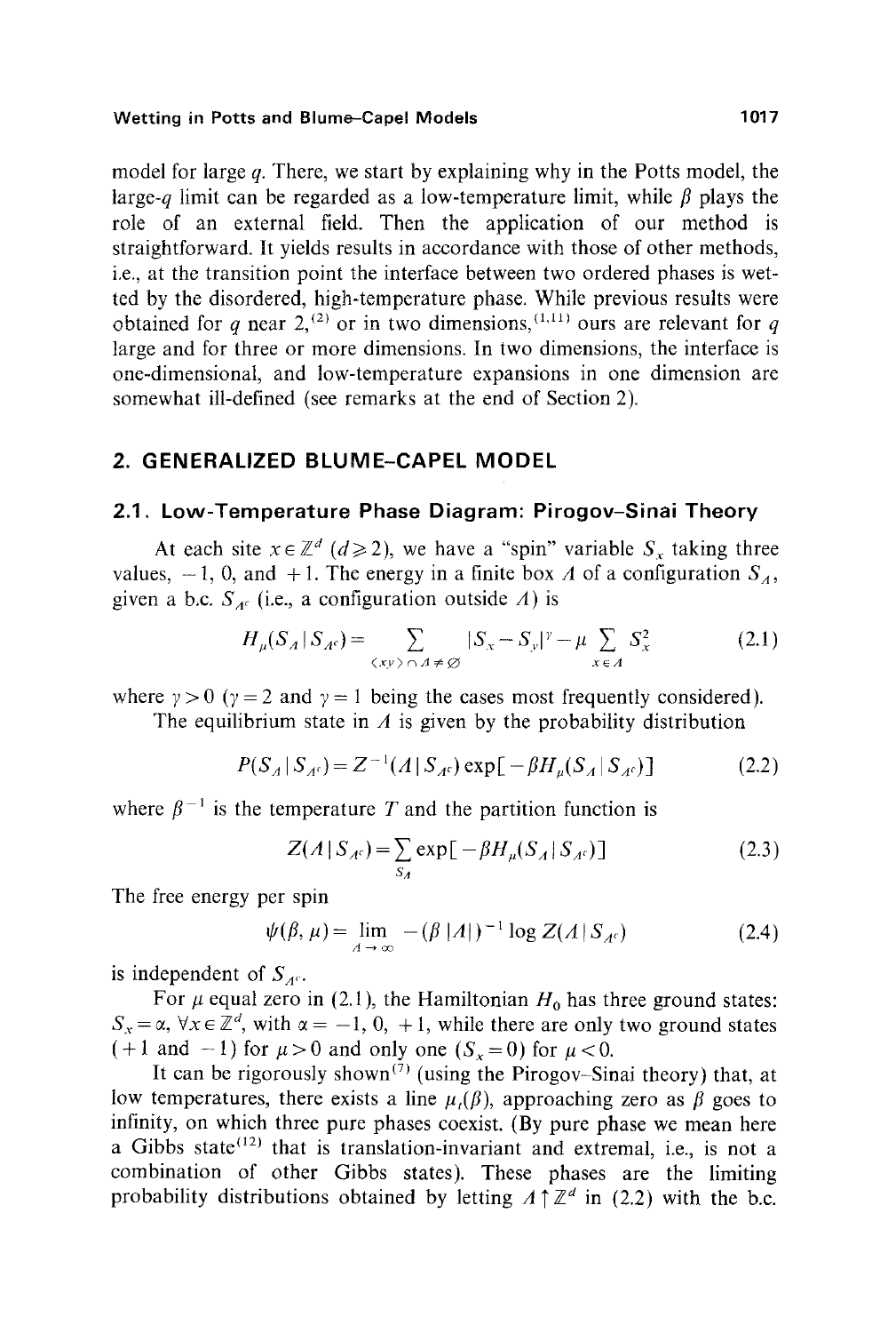model for large $q$. There, we start by explaining why in the Potts model, the large-$q$ limit can be regarded as a low-temperature limit, while $\beta$ plays the role of an external field. Then the application of our method is straightforward. It yields results in accordance with those of other methods, i.e., at the transition point the interface between two ordered phases is wetted by the disordered, high-temperature phase. While previous results were obtained for $q$ near 2,[2] or in two dimensions,[1,11] ours are relevant for $q$ large and for three or more dimensions. In two dimensions, the interface is one-dimensional, and low-temperature expansions in one dimension are somewhat ill-defined (see remarks at the end of Section 2).

## 2. GENERALIZED BLUME–CAPEL MODEL

### 2.1. Low-Temperature Phase Diagram: Pirogov–Sinai Theory

At each site $x \in \mathbb{Z}^d$ ($d \geqslant 2$), we have a "spin" variable $S_x$ taking three values, $-1$, $0$, and $+1$. The energy in a finite box $\Lambda$ of a configuration $S_\Lambda$, given a b.c. $S_{\Lambda^c}$ (i.e., a configuration outside $\Lambda$) is

$$H_\mu(S_\Lambda \mid S_{\Lambda^c}) = \sum_{\langle xy \rangle \cap \Lambda \neq \varnothing} |S_x - S_y|^\gamma - \mu \sum_{x \in \Lambda} S_x^2 \tag{2.1}$$

where $\gamma > 0$ ($\gamma = 2$ and $\gamma = 1$ being the cases most frequently considered).

The equilibrium state in $\Lambda$ is given by the probability distribution

$$P(S_\Lambda \mid S_{\Lambda^c}) = Z^{-1}(\Lambda \mid S_{\Lambda^c}) \exp[-\beta H_\mu(S_\Lambda \mid S_{\Lambda^c})] \tag{2.2}$$

where $\beta^{-1}$ is the temperature $T$ and the partition function is

$$Z(\Lambda \mid S_{\Lambda^c}) = \sum_{S_\Lambda} \exp[-\beta H_\mu(S_\Lambda \mid S_{\Lambda^c})] \tag{2.3}$$

The free energy per spin

$$\psi(\beta, \mu) = \lim_{\Lambda \to \infty} -(\beta |\Lambda|)^{-1} \log Z(\Lambda \mid S_{\Lambda^c}) \tag{2.4}$$

is independent of $S_{\Lambda^c}$.

For $\mu$ equal zero in (2.1), the Hamiltonian $H_0$ has three ground states: $S_x = \alpha$, $\forall x \in \mathbb{Z}^d$, with $\alpha = -1, 0, +1$, while there are only two ground states ($+1$ and $-1$) for $\mu > 0$ and only one ($S_x = 0$) for $\mu < 0$.

It can be rigorously shown[7] (using the Pirogov–Sinai theory) that, at low temperatures, there exists a line $\mu_t(\beta)$, approaching zero as $\beta$ goes to infinity, on which three pure phases coexist. (By pure phase we mean here a Gibbs state[12] that is translation-invariant and extremal, i.e., is not a combination of other Gibbs states). These phases are the limiting probability distributions obtained by letting $\Lambda \uparrow \mathbb{Z}^d$ in (2.2) with the b.c.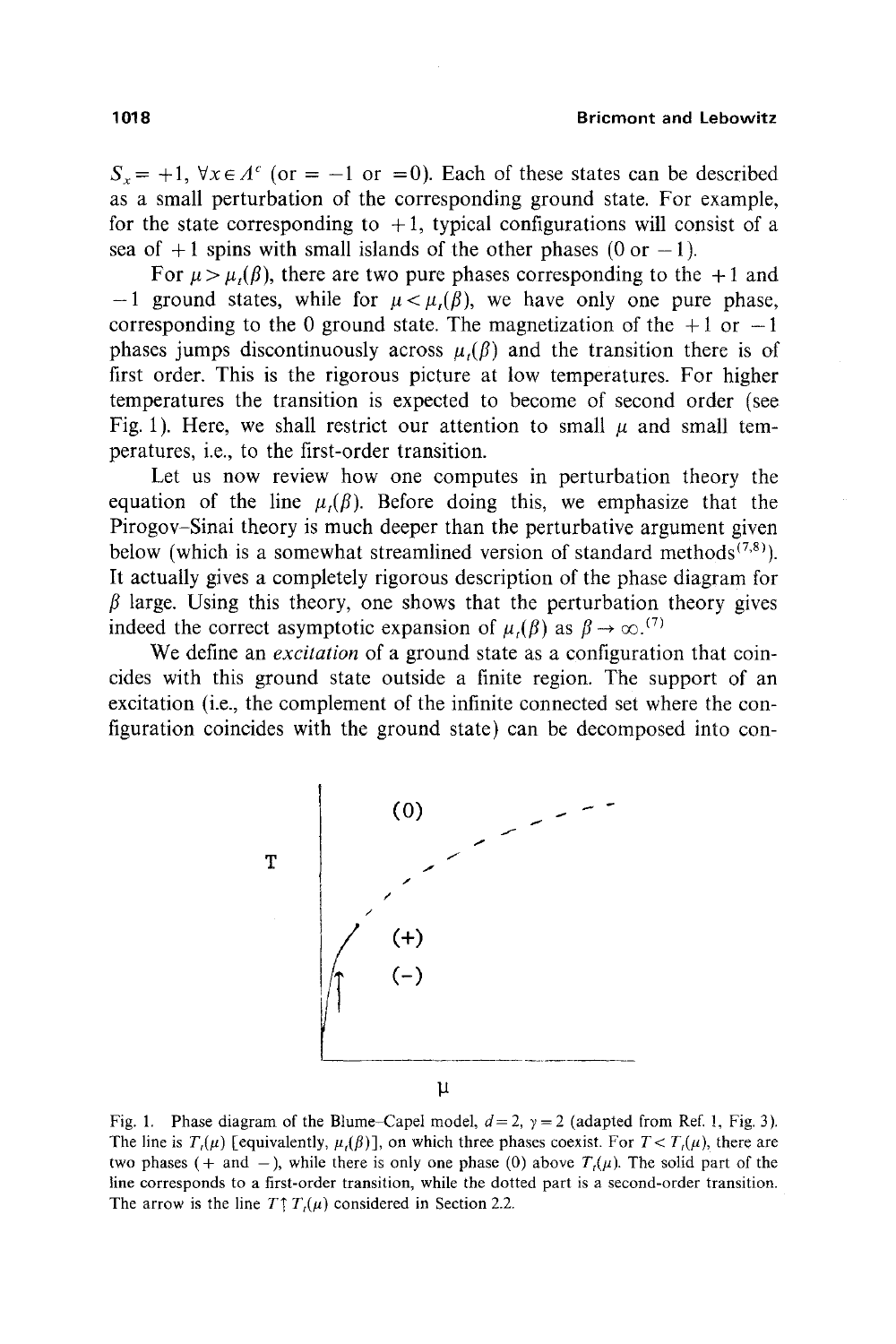$S_x = +1$, $\forall x \in \Lambda^c$ (or $= -1$ or $=0$). Each of these states can be described as a small perturbation of the corresponding ground state. For example, for the state corresponding to $+1$, typical configurations will consist of a sea of $+1$ spins with small islands of the other phases (0 or $-1$).

For $\mu > \mu_t(\beta)$, there are two pure phases corresponding to the $+1$ and $-1$ ground states, while for $\mu < \mu_t(\beta)$, we have only one pure phase, corresponding to the 0 ground state. The magnetization of the $+1$ or $-1$ phases jumps discontinuously across $\mu_t(\beta)$ and the transition there is of first order. This is the rigorous picture at low temperatures. For higher temperatures the transition is expected to become of second order (see Fig. 1). Here, we shall restrict our attention to small $\mu$ and small temperatures, i.e., to the first-order transition.

Let us now review how one computes in perturbation theory the equation of the line $\mu_t(\beta)$. Before doing this, we emphasize that the Pirogov–Sinai theory is much deeper than the perturbative argument given below (which is a somewhat streamlined version of standard methods[7,8]). It actually gives a completely rigorous description of the phase diagram for $\beta$ large. Using this theory, one shows that the perturbation theory gives indeed the correct asymptotic expansion of $\mu_t(\beta)$ as $\beta \to \infty$.[7]

We define an *excitation* of a ground state as a configuration that coincides with this ground state outside a finite region. The support of an excitation (i.e., the complement of the infinite connected set where the configuration coincides with the ground state) can be decomposed into con-

Fig. 1. Phase diagram of the Blume–Capel model, $d=2$, $\gamma=2$ (adapted from Ref. 1, Fig. 3). The line is $T_t(\mu)$ [equivalently, $\mu_t(\beta)$], on which three phases coexist. For $T < T_t(\mu)$, there are two phases ($+$ and $-$), while there is only one phase (0) above $T_t(\mu)$. The solid part of the line corresponds to a first-order transition, while the dotted part is a second-order transition. The arrow is the line $T \uparrow T_t(\mu)$ considered in Section 2.2.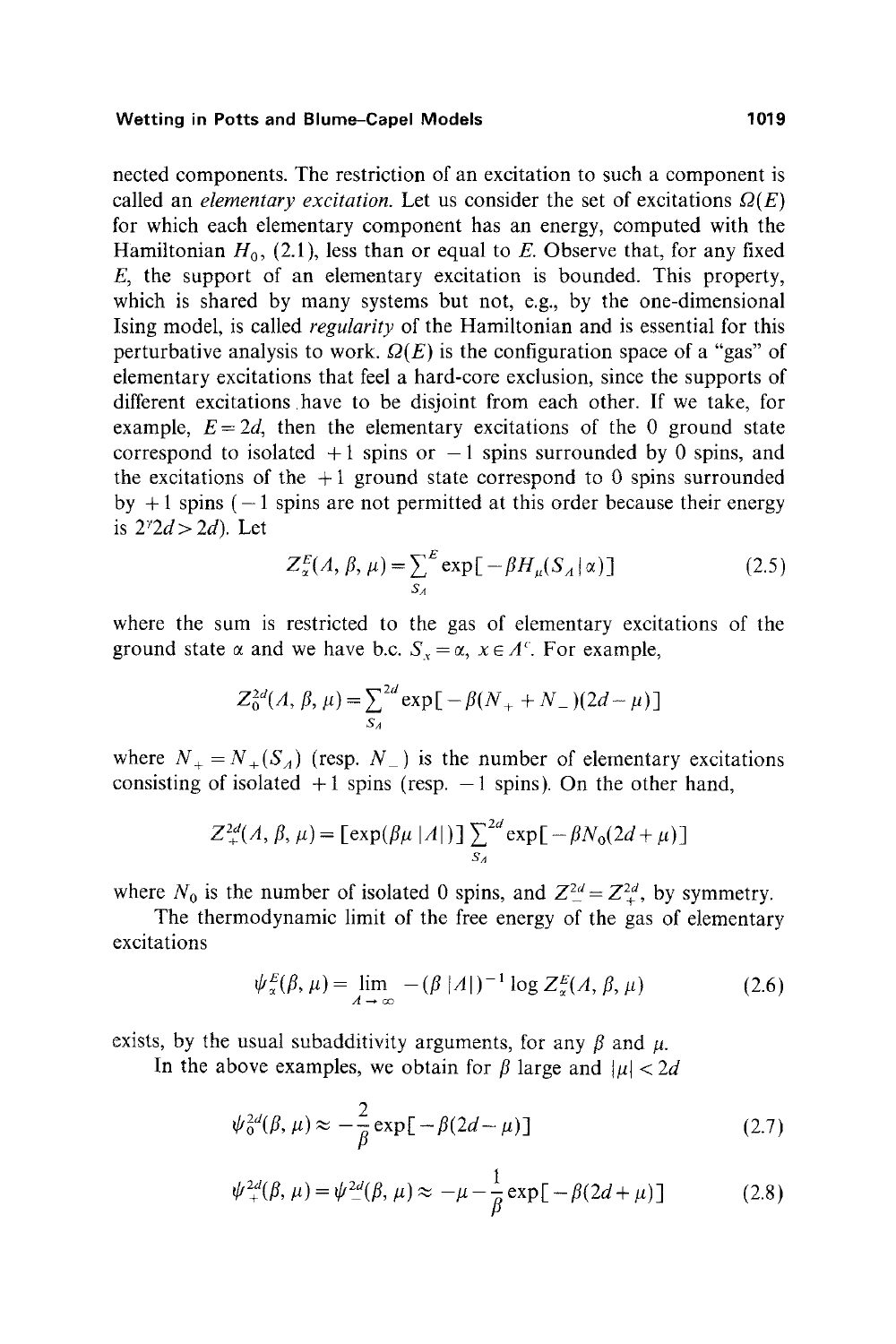nected components. The restriction of an excitation to such a component is called an *elementary excitation*. Let us consider the set of excitations $\Omega(E)$ for which each elementary component has an energy, computed with the Hamiltonian $H_0$, (2.1), less than or equal to $E$. Observe that, for any fixed $E$, the support of an elementary excitation is bounded. This property, which is shared by many systems but not, e.g., by the one-dimensional Ising model, is called *regularity* of the Hamiltonian and is essential for this perturbative analysis to work. $\Omega(E)$ is the configuration space of a "gas" of elementary excitations that feel a hard-core exclusion, since the supports of different excitations have to be disjoint from each other. If we take, for example, $E=2d$, then the elementary excitations of the 0 ground state correspond to isolated +1 spins or −1 spins surrounded by 0 spins, and the excitations of the +1 ground state correspond to 0 spins surrounded by +1 spins (−1 spins are not permitted at this order because their energy is $2^{\gamma}2d > 2d$). Let

$$Z_\alpha^E(\Lambda, \beta, \mu) = \sum_{S_\Lambda}^{E} \exp[-\beta H_\mu(S_\Lambda \mid \alpha)] \tag{2.5}$$

where the sum is restricted to the gas of elementary excitations of the ground state $\alpha$ and we have b.c. $S_x = \alpha$, $x \in \Lambda^c$. For example,

$$Z_0^{2d}(\Lambda, \beta, \mu) = \sum_{S_\Lambda}^{2d} \exp[-\beta(N_+ + N_-)(2d-\mu)]$$

where $N_+ = N_+(S_\Lambda)$ (resp. $N_-$) is the number of elementary excitations consisting of isolated +1 spins (resp. −1 spins). On the other hand,

$$Z_+^{2d}(\Lambda, \beta, \mu) = [\exp(\beta\mu\,|\Lambda|)] \sum_{S_\Lambda}^{2d} \exp[-\beta N_0(2d+\mu)]$$

where $N_0$ is the number of isolated 0 spins, and $Z_-^{2d} = Z_+^{2d}$, by symmetry.

The thermodynamic limit of the free energy of the gas of elementary excitations

$$\psi_\alpha^E(\beta, \mu) = \lim_{\Lambda \to \infty} -(\beta\,|\Lambda|)^{-1} \log Z_\alpha^E(\Lambda, \beta, \mu) \tag{2.6}$$

exists, by the usual subadditivity arguments, for any $\beta$ and $\mu$.

In the above examples, we obtain for $\beta$ large and $|\mu| < 2d$

$$\psi_0^{2d}(\beta, \mu) \approx -\frac{2}{\beta} \exp[-\beta(2d-\mu)] \tag{2.7}$$

$$\psi_+^{2d}(\beta, \mu) = \psi_-^{2d}(\beta, \mu) \approx -\mu - \frac{1}{\beta} \exp[-\beta(2d+\mu)] \tag{2.8}$$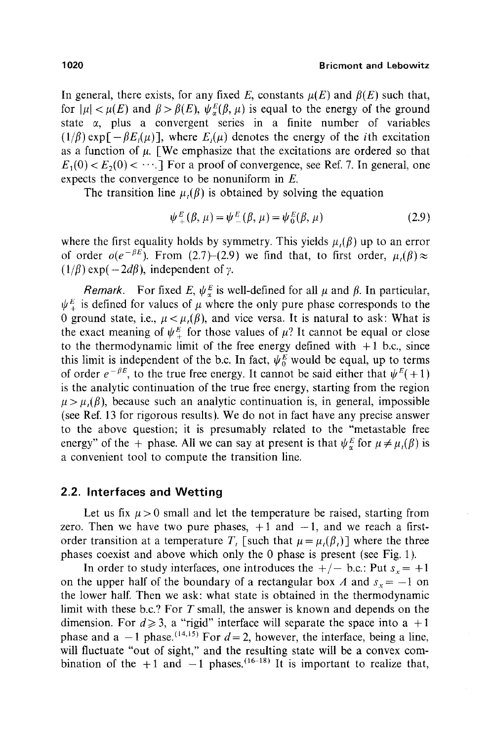In general, there exists, for any fixed $E$, constants $\mu(E)$ and $\beta(E)$ such that, for $|\mu| < \mu(E)$ and $\beta > \beta(E)$, $\psi_\alpha^E(\beta, \mu)$ is equal to the energy of the ground state $\alpha$, plus a convergent series in a finite number of variables $(1/\beta)\exp[-\beta E_i(\mu)]$, where $E_i(\mu)$ denotes the energy of the $i$th excitation as a function of $\mu$. [We emphasize that the excitations are ordered so that $E_1(0) < E_2(0) < \cdots$.] For a proof of convergence, see Ref. 7. In general, one expects the convergence to be nonuniform in $E$.

The transition line $\mu_t(\beta)$ is obtained by solving the equation

$$\psi_+^E(\beta, \mu) = \psi_-^E(\beta, \mu) = \psi_0^E(\beta, \mu) \tag{2.9}$$

where the first equality holds by symmetry. This yields $\mu_t(\beta)$ up to an error of order $o(e^{-\beta E})$. From (2.7)–(2.9) we find that, to first order, $\mu_t(\beta) \approx (1/\beta)\exp(-2d\beta)$, independent of $\gamma$.

*Remark.* For fixed $E$, $\psi_\alpha^E$ is well-defined for all $\mu$ and $\beta$. In particular, $\psi_+^E$ is defined for values of $\mu$ where the only pure phase corresponds to the 0 ground state, i.e., $\mu < \mu_t(\beta)$, and vice versa. It is natural to ask: What is the exact meaning of $\psi_+^E$ for those values of $\mu$? It cannot be equal or close to the thermodynamic limit of the free energy defined with $+1$ b.c., since this limit is independent of the b.c. In fact, $\psi_0^E$ would be equal, up to terms of order $e^{-\beta E}$, to the true free energy. It cannot be said either that $\psi^E(+1)$ is the analytic continuation of the true free energy, starting from the region $\mu > \mu_t(\beta)$, because such an analytic continuation is, in general, impossible (see Ref. 13 for rigorous results). We do not in fact have any precise answer to the above question; it is presumably related to the "metastable free energy" of the + phase. All we can say at present is that $\psi_\alpha^E$ for $\mu \neq \mu_t(\beta)$ is a convenient tool to compute the transition line.

## 2.2. Interfaces and Wetting

Let us fix $\mu > 0$ small and let the temperature be raised, starting from zero. Then we have two pure phases, $+1$ and $-1$, and we reach a first-order transition at a temperature $T_t$ [such that $\mu = \mu_t(\beta_t)$] where the three phases coexist and above which only the 0 phase is present (see Fig. 1).

In order to study interfaces, one introduces the $+/-$ b.c.: Put $s_x = +1$ on the upper half of the boundary of a rectangular box $\Lambda$ and $s_x = -1$ on the lower half. Then we ask: what state is obtained in the thermodynamic limit with these b.c.? For $T$ small, the answer is known and depends on the dimension. For $d \geq 3$, a "rigid" interface will separate the space into a $+1$ phase and a $-1$ phase.[14,15] For $d = 2$, however, the interface, being a line, will fluctuate "out of sight," and the resulting state will be a convex combination of the $+1$ and $-1$ phases.[16–18] It is important to realize that,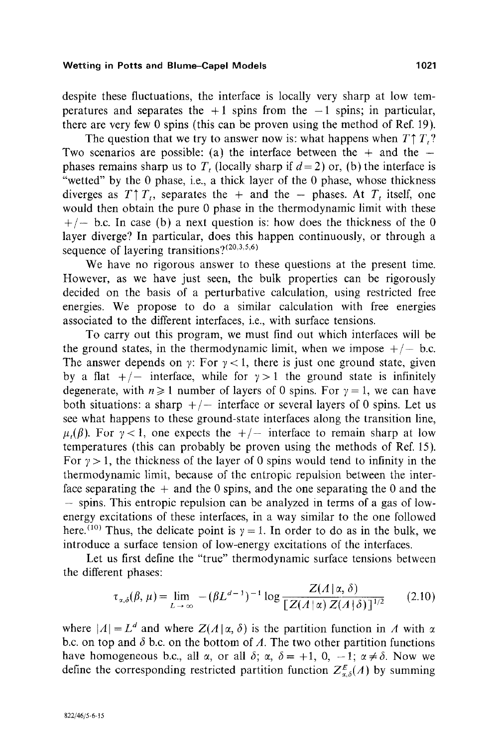despite these fluctuations, the interface is locally very sharp at low temperatures and separates the $+1$ spins from the $-1$ spins; in particular, there are very few 0 spins (this can be proven using the method of Ref. 19).

The question that we try to answer now is: what happens when $T \uparrow T_t$? Two scenarios are possible: (a) the interface between the $+$ and the $-$ phases remains sharp us to $T_t$ (locally sharp if $d=2$) or, (b) the interface is "wetted" by the 0 phase, i.e., a thick layer of the 0 phase, whose thickness diverges as $T \uparrow T_t$, separates the $+$ and the $-$ phases. At $T_t$ itself, one would then obtain the pure 0 phase in the thermodynamic limit with these $+/-$ b.c. In case (b) a next question is: how does the thickness of the 0 layer diverge? In particular, does this happen continuously, or through a sequence of layering transitions?[20,3,5,6]

We have no rigorous answer to these questions at the present time. However, as we have just seen, the bulk properties can be rigorously decided on the basis of a perturbative calculation, using restricted free energies. We propose to do a similar calculation with free energies associated to the different interfaces, i.e., with surface tensions.

To carry out this program, we must find out which interfaces will be the ground states, in the thermodynamic limit, when we impose $+/-$ b.c. The answer depends on $\gamma$: For $\gamma < 1$, there is just one ground state, given by a flat $+/-$ interface, while for $\gamma > 1$ the ground state is infinitely degenerate, with $n \geqslant 1$ number of layers of 0 spins. For $\gamma = 1$, we can have both situations: a sharp $+/-$ interface or several layers of 0 spins. Let us see what happens to these ground-state interfaces along the transition line, $\mu_t(\beta)$. For $\gamma < 1$, one expects the $+/-$ interface to remain sharp at low temperatures (this can probably be proven using the methods of Ref. 15). For $\gamma > 1$, the thickness of the layer of 0 spins would tend to infinity in the thermodynamic limit, because of the entropic repulsion between the interface separating the $+$ and the 0 spins, and the one separating the 0 and the $-$ spins. This entropic repulsion can be analyzed in terms of a gas of low-energy excitations of these interfaces, in a way similar to the one followed here.[10] Thus, the delicate point is $\gamma = 1$. In order to do as in the bulk, we introduce a surface tension of low-energy excitations of the interfaces.

Let us first define the "true" thermodynamic surface tensions between the different phases:

$$\tau_{\alpha,\delta}(\beta, \mu) = \lim_{L \to \infty} -(\beta L^{d-1})^{-1} \log \frac{Z(\Lambda \mid \alpha, \delta)}{[Z(\Lambda \mid \alpha)\, Z(\Lambda \mid \delta)]^{1/2}} \tag{2.10}$$

where $|\Lambda| = L^d$ and where $Z(\Lambda \mid \alpha, \delta)$ is the partition function in $\Lambda$ with $\alpha$ b.c. on top and $\delta$ b.c. on the bottom of $\Lambda$. The two other partition functions have homogeneous b.c., all $\alpha$, or all $\delta$; $\alpha$, $\delta = +1$, 0, $-1$; $\alpha \neq \delta$. Now we define the corresponding restricted partition function $Z^E_{\alpha,\delta}(\Lambda)$ by summing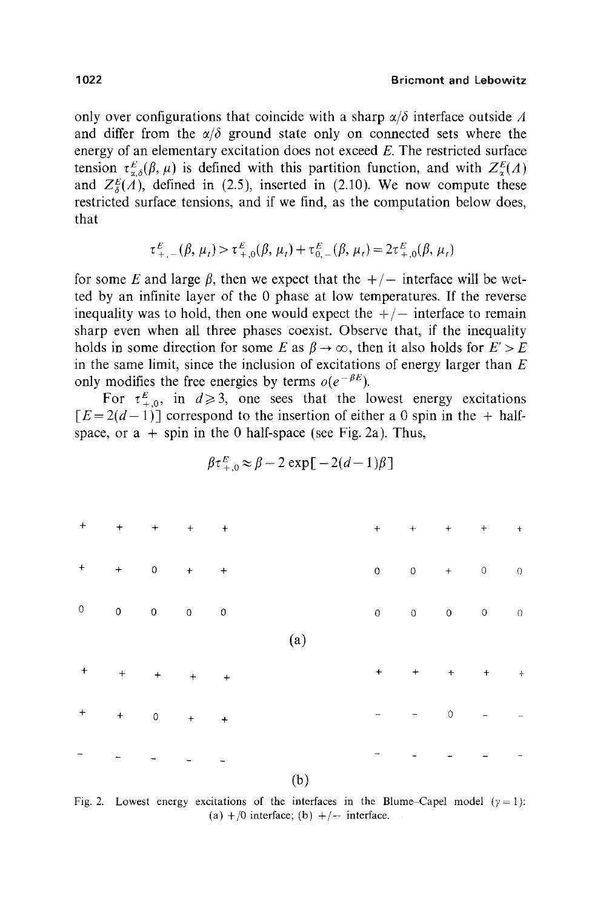only over configurations that coincide with a sharp $\alpha/\delta$ interface outside $\Lambda$ and differ from the $\alpha/\delta$ ground state only on connected sets where the energy of an elementary excitation does not exceed $E$. The restricted surface tension $\tau^E_{\alpha,\delta}(\beta, \mu)$ is defined with this partition function, and with $Z^E_\alpha(\Lambda)$ and $Z^E_\delta(\Lambda)$, defined in (2.5), inserted in (2.10). We now compute these restricted surface tensions, and if we find, as the computation below does, that

$$\tau^E_{+,-}(\beta, \mu_t) > \tau^E_{+,0}(\beta, \mu_t) + \tau^E_{0,-}(\beta, \mu_t) = 2\tau^E_{+,0}(\beta, \mu_t)$$

for some $E$ and large $\beta$, then we expect that the $+/-$ interface will be wetted by an infinite layer of the 0 phase at low temperatures. If the reverse inequality was to hold, then one would expect the $+/-$ interface to remain sharp even when all three phases coexist. Observe that, if the inequality holds in some direction for some $E$ as $\beta \to \infty$, then it also holds for $E' > E$ in the same limit, since the inclusion of excitations of energy larger than $E$ only modifies the free energies by terms $o(e^{-\beta E})$.

For $\tau^E_{+,0}$, in $d \geqslant 3$, one sees that the lowest energy excitations $[E = 2(d-1)]$ correspond to the insertion of either a 0 spin in the + half-space, or a + spin in the 0 half-space (see Fig. 2a). Thus,

$$\beta\tau^E_{+,0} \approx \beta - 2\exp[-2(d-1)\beta]$$

```
+   +   +   +   +          +   +   +   +   +
+   +   0   +   +          0   0   +   0   0
0   0   0   0   0          0   0   0   0   0
```

(a)

```
+   +   +   +   +          +   +   +   +   +
+   +   0   +   +          -   -   0   -   -
-   -   -   -   -          -   -   -   -   -
```

(b)

Fig. 2. Lowest energy excitations of the interfaces in the Blume–Capel model ($\gamma = 1$): (a) $+/0$ interface; (b) $+/-$ interface.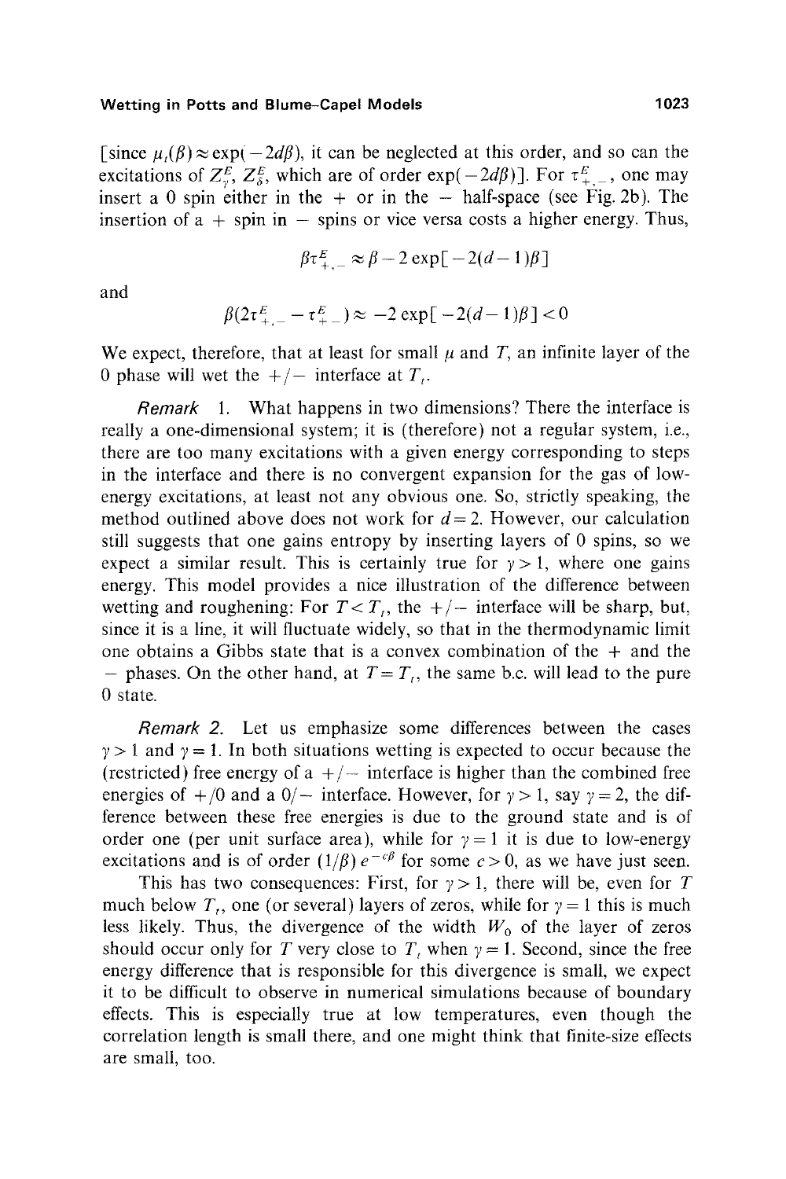[since $\mu_t(\beta) \approx \exp(-2d\beta)$, it can be neglected at this order, and so can the excitations of $Z_\gamma^E$, $Z_\delta^E$, which are of order $\exp(-2d\beta)$]. For $\tau_{+,-}^E$, one may insert a 0 spin either in the + or in the − half-space (see Fig. 2b). The insertion of a + spin in − spins or vice versa costs a higher energy. Thus,

$$\beta\tau_{+,-}^E \approx \beta - 2\exp[-2(d-1)\beta]$$

and

$$\beta(2\tau_{+,-}^E - \tau_{+-}^E) \approx -2\exp[-2(d-1)\beta] < 0$$

We expect, therefore, that at least for small $\mu$ and $T$, an infinite layer of the 0 phase will wet the +/− interface at $T_t$.

*Remark* 1. What happens in two dimensions? There the interface is really a one-dimensional system; it is (therefore) not a regular system, i.e., there are too many excitations with a given energy corresponding to steps in the interface and there is no convergent expansion for the gas of low-energy excitations, at least not any obvious one. So, strictly speaking, the method outlined above does not work for $d=2$. However, our calculation still suggests that one gains entropy by inserting layers of 0 spins, so we expect a similar result. This is certainly true for $\gamma > 1$, where one gains energy. This model provides a nice illustration of the difference between wetting and roughening: For $T < T_t$, the +/− interface will be sharp, but, since it is a line, it will fluctuate widely, so that in the thermodynamic limit one obtains a Gibbs state that is a convex combination of the + and the − phases. On the other hand, at $T = T_t$, the same b.c. will lead to the pure 0 state.

*Remark 2.* Let us emphasize some differences between the cases $\gamma > 1$ and $\gamma = 1$. In both situations wetting is expected to occur because the (restricted) free energy of a +/− interface is higher than the combined free energies of +/0 and a 0/− interface. However, for $\gamma > 1$, say $\gamma = 2$, the difference between these free energies is due to the ground state and is of order one (per unit surface area), while for $\gamma = 1$ it is due to low-energy excitations and is of order $(1/\beta)\,e^{-c\beta}$ for some $c > 0$, as we have just seen.

This has two consequences: First, for $\gamma > 1$, there will be, even for $T$ much below $T_t$, one (or several) layers of zeros, while for $\gamma = 1$ this is much less likely. Thus, the divergence of the width $W_0$ of the layer of zeros should occur only for $T$ very close to $T_t$ when $\gamma = 1$. Second, since the free energy difference that is responsible for this divergence is small, we expect it to be difficult to observe in numerical simulations because of boundary effects. This is especially true at low temperatures, even though the correlation length is small there, and one might think that finite-size effects are small, too.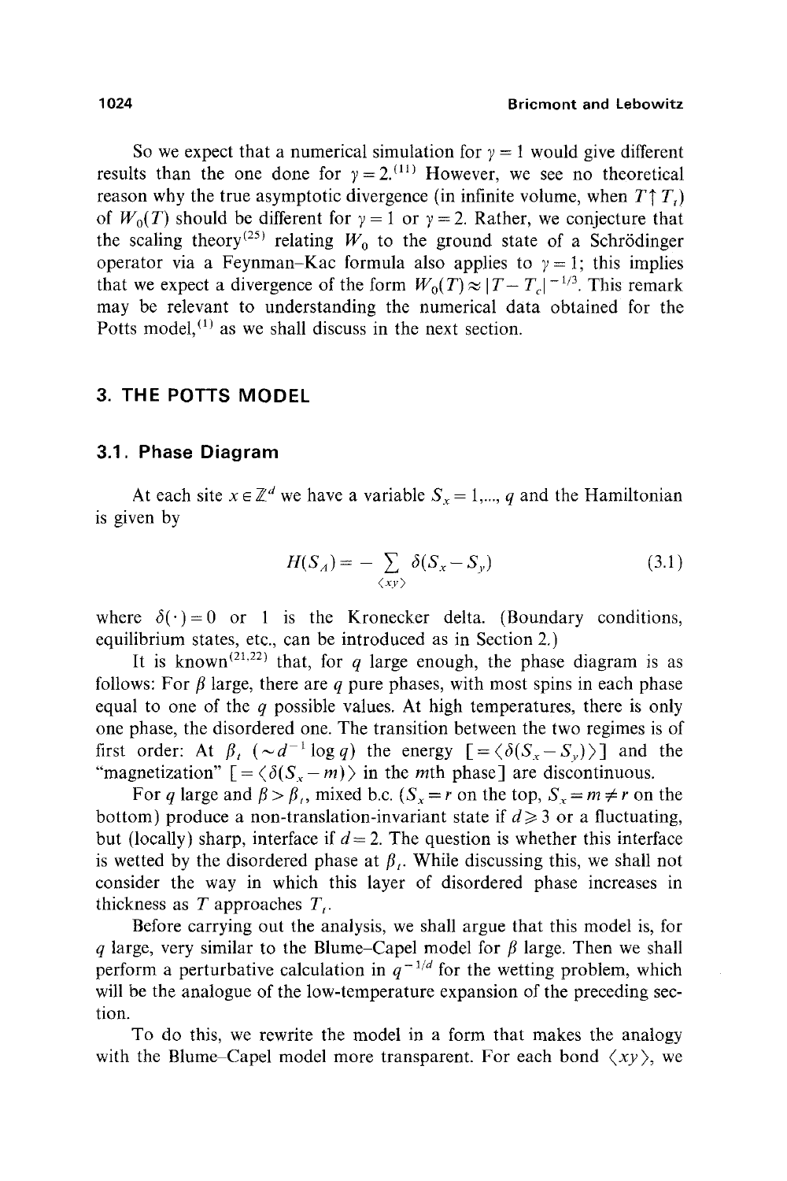So we expect that a numerical simulation for $\gamma = 1$ would give different results than the one done for $\gamma = 2$.[11] However, we see no theoretical reason why the true asymptotic divergence (in infinite volume, when $T \uparrow T_t$) of $W_0(T)$ should be different for $\gamma = 1$ or $\gamma = 2$. Rather, we conjecture that the scaling theory[25] relating $W_0$ to the ground state of a Schrödinger operator via a Feynman–Kac formula also applies to $\gamma = 1$; this implies that we expect a divergence of the form $W_0(T) \approx |T - T_c|^{-1/3}$. This remark may be relevant to understanding the numerical data obtained for the Potts model,[1] as we shall discuss in the next section.

## 3. THE POTTS MODEL

### 3.1. Phase Diagram

At each site $x \in \mathbb{Z}^d$ we have a variable $S_x = 1, \ldots, q$ and the Hamiltonian is given by

$$H(S_A) = - \sum_{\langle xy \rangle} \delta(S_x - S_y) \tag{3.1}$$

where $\delta(\cdot) = 0$ or $1$ is the Kronecker delta. (Boundary conditions, equilibrium states, etc., can be introduced as in Section 2.)

It is known[21,22] that, for $q$ large enough, the phase diagram is as follows: For $\beta$ large, there are $q$ pure phases, with most spins in each phase equal to one of the $q$ possible values. At high temperatures, there is only one phase, the disordered one. The transition between the two regimes is of first order: At $\beta_t$ ($\sim d^{-1} \log q$) the energy $[= \langle \delta(S_x - S_y) \rangle]$ and the "magnetization" $[= \langle \delta(S_x - m) \rangle$ in the $m$th phase$]$ are discontinuous.

For $q$ large and $\beta > \beta_t$, mixed b.c. ($S_x = r$ on the top, $S_x = m \neq r$ on the bottom) produce a non-translation-invariant state if $d \geqslant 3$ or a fluctuating, but (locally) sharp, interface if $d = 2$. The question is whether this interface is wetted by the disordered phase at $\beta_t$. While discussing this, we shall not consider the way in which this layer of disordered phase increases in thickness as $T$ approaches $T_t$.

Before carrying out the analysis, we shall argue that this model is, for $q$ large, very similar to the Blume–Capel model for $\beta$ large. Then we shall perform a perturbative calculation in $q^{-1/d}$ for the wetting problem, which will be the analogue of the low-temperature expansion of the preceding section.

To do this, we rewrite the model in a form that makes the analogy with the Blume–Capel model more transparent. For each bond $\langle xy \rangle$, we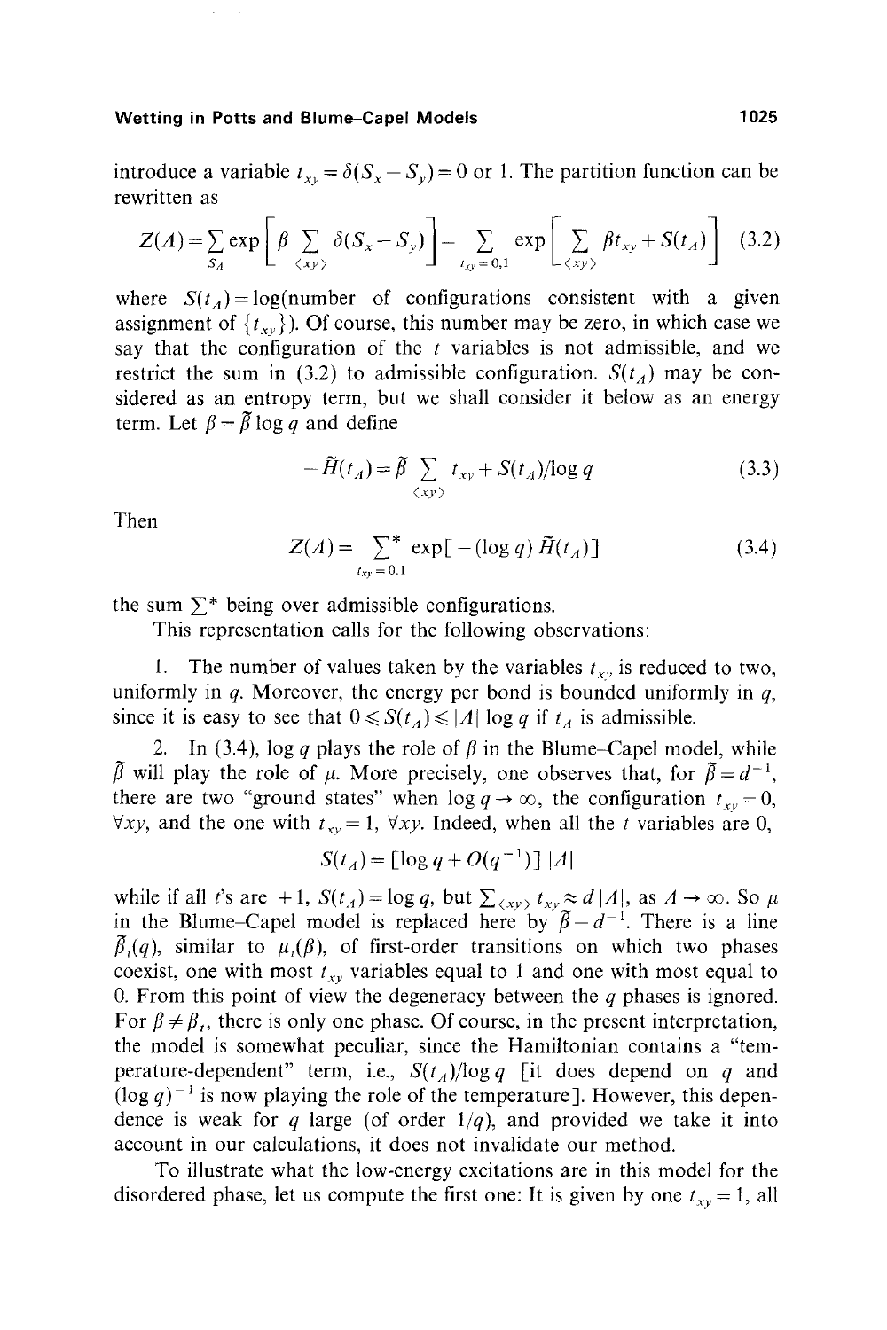introduce a variable $t_{xy} = \delta(S_x - S_y) = 0$ or 1. The partition function can be rewritten as

$$Z(\Lambda) = \sum_{S_\Lambda} \exp\left[\beta \sum_{\langle xy \rangle} \delta(S_x - S_y)\right] = \sum_{t_{xy}=0,1} \exp\left[\sum_{\langle xy \rangle} \beta t_{xy} + S(t_\Lambda)\right] \tag{3.2}$$

where $S(t_\Lambda) = \log(\text{number of configurations consistent with a given assignment of } \{t_{xy}\})$. Of course, this number may be zero, in which case we say that the configuration of the $t$ variables is not admissible, and we restrict the sum in (3.2) to admissible configuration. $S(t_\Lambda)$ may be considered as an entropy term, but we shall consider it below as an energy term. Let $\beta = \tilde{\beta} \log q$ and define

$$-\tilde{H}(t_\Lambda) = \tilde{\beta} \sum_{\langle xy \rangle} t_{xy} + S(t_\Lambda)/\log q \tag{3.3}$$

Then

$$Z(\Lambda) = \sum_{t_{xy}=0,1}^{*} \exp[-(\log q)\, \tilde{H}(t_\Lambda)] \tag{3.4}$$

the sum $\sum^*$ being over admissible configurations.

This representation calls for the following observations:

1. The number of values taken by the variables $t_{xy}$ is reduced to two, uniformly in $q$. Moreover, the energy per bond is bounded uniformly in $q$, since it is easy to see that $0 \leqslant S(t_\Lambda) \leqslant |\Lambda| \log q$ if $t_\Lambda$ is admissible.

2. In (3.4), $\log q$ plays the role of $\beta$ in the Blume–Capel model, while $\tilde{\beta}$ will play the role of $\mu$. More precisely, one observes that, for $\tilde{\beta} = d^{-1}$, there are two "ground states" when $\log q \to \infty$, the configuration $t_{xy} = 0$, $\forall xy$, and the one with $t_{xy} = 1$, $\forall xy$. Indeed, when all the $t$ variables are 0,

$$S(t_\Lambda) = [\log q + O(q^{-1})]\, |\Lambda|$$

while if all $t$'s are $+1$, $S(t_\Lambda) = \log q$, but $\sum_{\langle xy \rangle} t_{xy} \approx d\,|\Lambda|$, as $\Lambda \to \infty$. So $\mu$ in the Blume–Capel model is replaced here by $\tilde{\beta} - d^{-1}$. There is a line $\tilde{\beta}_t(q)$, similar to $\mu_t(\beta)$, of first-order transitions on which two phases coexist, one with most $t_{xy}$ variables equal to 1 and one with most equal to 0. From this point of view the degeneracy between the $q$ phases is ignored. For $\tilde{\beta} \neq \tilde{\beta}_t$, there is only one phase. Of course, in the present interpretation, the model is somewhat peculiar, since the Hamiltonian contains a "temperature-dependent" term, i.e., $S(t_\Lambda)/\log q$ [it does depend on $q$ and $(\log q)^{-1}$ is now playing the role of the temperature]. However, this dependence is weak for $q$ large (of order $1/q$), and provided we take it into account in our calculations, it does not invalidate our method.

To illustrate what the low-energy excitations are in this model for the disordered phase, let us compute the first one: It is given by one $t_{xy} = 1$, all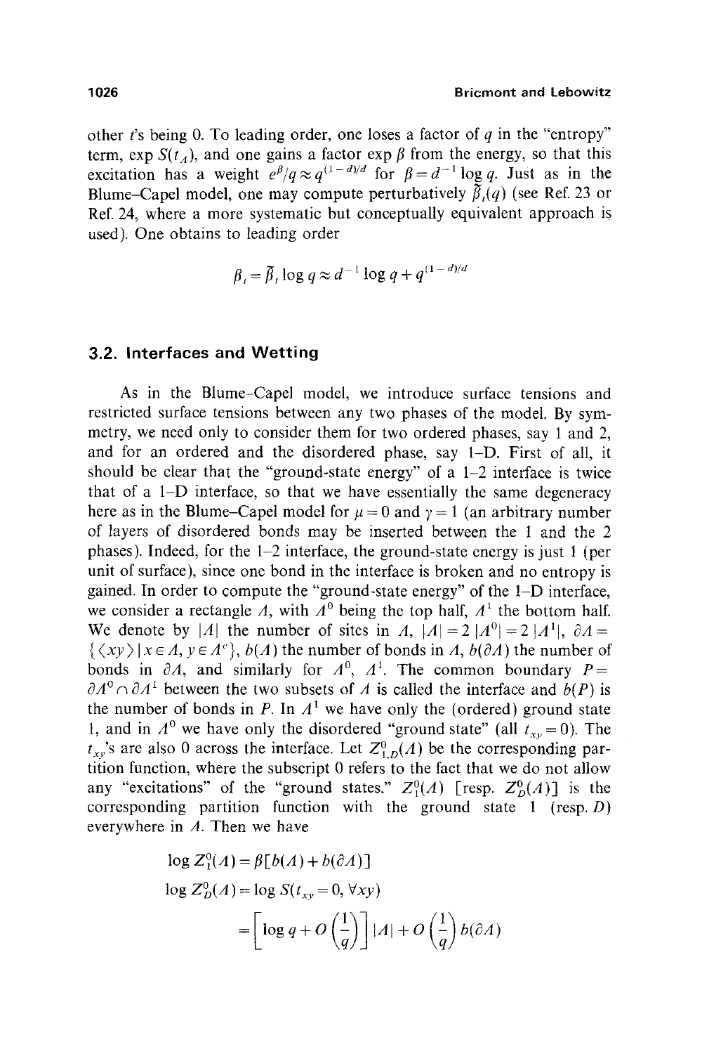other $t$'s being 0. To leading order, one loses a factor of $q$ in the "entropy" term, $\exp S(t_A)$, and one gains a factor $\exp \beta$ from the energy, so that this excitation has a weight $e^{\beta}/q \approx q^{(1-d)/d}$ for $\beta = d^{-1} \log q$. Just as in the Blume–Capel model, one may compute perturbatively $\tilde{\beta}_t(q)$ (see Ref. 23 or Ref. 24, where a more systematic but conceptually equivalent approach is used). One obtains to leading order

$$\beta_t = \tilde{\beta}_t \log q \approx d^{-1} \log q + q^{(1-d)/d}$$

## 3.2. Interfaces and Wetting

As in the Blume–Capel model, we introduce surface tensions and restricted surface tensions between any two phases of the model. By symmetry, we need only to consider them for two ordered phases, say 1 and 2, and for an ordered and the disordered phase, say 1–D. First of all, it should be clear that the "ground-state energy" of a 1–2 interface is twice that of a 1–D interface, so that we have essentially the same degeneracy here as in the Blume–Capel model for $\mu = 0$ and $\gamma = 1$ (an arbitrary number of layers of disordered bonds may be inserted between the 1 and the 2 phases). Indeed, for the 1–2 interface, the ground-state energy is just 1 (per unit of surface), since one bond in the interface is broken and no entropy is gained. In order to compute the "ground-state energy" of the 1–D interface, we consider a rectangle $\Lambda$, with $\Lambda^0$ being the top half, $\Lambda^1$ the bottom half. We denote by $|\Lambda|$ the number of sites in $\Lambda$, $|\Lambda| = 2|\Lambda^0| = 2|\Lambda^1|$, $\partial\Lambda = \{\langle xy\rangle \mid x \in \Lambda, y \in \Lambda^c\}$, $b(\Lambda)$ the number of bonds in $\Lambda$, $b(\partial\Lambda)$ the number of bonds in $\partial\Lambda$, and similarly for $\Lambda^0$, $\Lambda^1$. The common boundary $P = \partial\Lambda^0 \cap \partial\Lambda^1$ between the two subsets of $\Lambda$ is called the interface and $b(P)$ is the number of bonds in $P$. In $\Lambda^1$ we have only the (ordered) ground state 1, and in $\Lambda^0$ we have only the disordered "ground state" (all $t_{xy} = 0$). The $t_{xy}$'s are also 0 across the interface. Let $Z^0_{1,D}(\Lambda)$ be the corresponding partition function, where the subscript 0 refers to the fact that we do not allow any "excitations" of the "ground states." $Z^0_1(\Lambda)$ [resp. $Z^0_D(\Lambda)$] is the corresponding partition function with the ground state 1 (resp. $D$) everywhere in $\Lambda$. Then we have

$$\log Z^0_1(\Lambda) = \beta[b(\Lambda) + b(\partial\Lambda)]$$

$$\begin{aligned}\log Z^0_D(\Lambda) &= \log S(t_{xy} = 0, \forall xy) \\ &= \left[\log q + O\left(\frac{1}{q}\right)\right]|\Lambda| + O\left(\frac{1}{q}\right) b(\partial\Lambda)\end{aligned}$$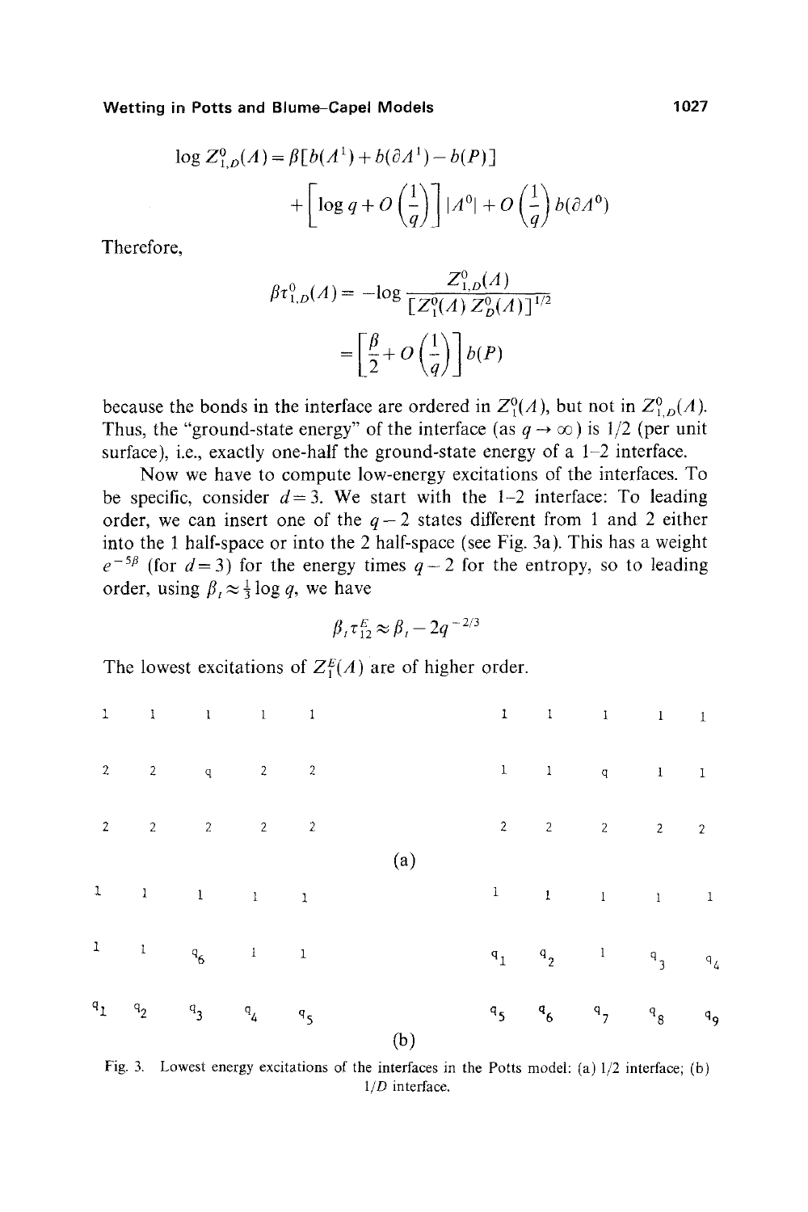$$\log Z^0_{1,D}(\Lambda) = \beta[b(\Lambda^1) + b(\partial\Lambda^1) - b(P)] + \left[\log q + O\left(\frac{1}{q}\right)\right] |\Lambda^0| + O\left(\frac{1}{q}\right) b(\partial\Lambda^0)$$

Therefore,

$$\beta\tau^0_{1,D}(\Lambda) = -\log \frac{Z^0_{1,D}(\Lambda)}{[Z^0_1(\Lambda)\, Z^0_D(\Lambda)]^{1/2}} = \left[\frac{\beta}{2} + O\left(\frac{1}{q}\right)\right] b(P)$$

because the bonds in the interface are ordered in $Z^0_1(\Lambda)$, but not in $Z^0_{1,D}(\Lambda)$. Thus, the "ground-state energy" of the interface (as $q \to \infty$) is 1/2 (per unit surface), i.e., exactly one-half the ground-state energy of a 1–2 interface.

Now we have to compute low-energy excitations of the interfaces. To be specific, consider $d = 3$. We start with the 1–2 interface: To leading order, we can insert one of the $q-2$ states different from 1 and 2 either into the 1 half-space or into the 2 half-space (see Fig. 3a). This has a weight $e^{-5\beta}$ (for $d=3$) for the energy times $q-2$ for the entropy, so to leading order, using $\beta_t \approx \frac{1}{3}\log q$, we have

$$\beta_t \tau^E_{12} \approx \beta_t - 2q^{-2/3}$$

The lowest excitations of $Z^E_1(\Lambda)$ are of higher order.

(a)

```
1  1  1  1  1        1  1  1  1  1
2  2  q  2  2        1  1  q  1  1
2  2  2  2  2        2  2  2  2  2
```

(b)

```
1   1   1   1   1        1   1   1   1   1
1   1   q6  1   1        q1  q2  1   q3  q4
q1  q2  q3  q4  q5       q5  q6  q7  q8  q9
```

Fig. 3. Lowest energy excitations of the interfaces in the Potts model: (a) 1/2 interface; (b) 1/$D$ interface.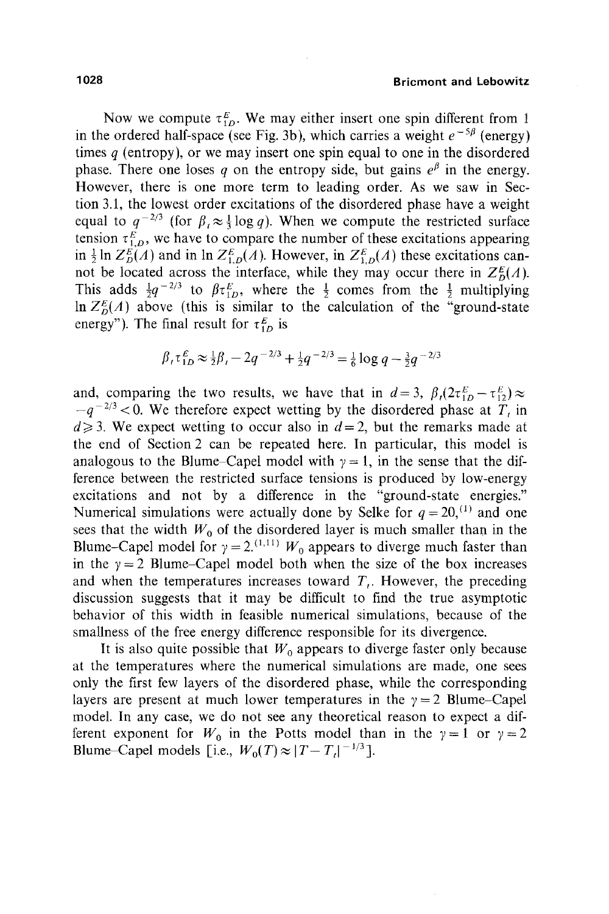Now we compute $\tau_{1D}^E$. We may either insert one spin different from 1 in the ordered half-space (see Fig. 3b), which carries a weight $e^{-5\beta}$ (energy) times $q$ (entropy), or we may insert one spin equal to one in the disordered phase. There one loses $q$ on the entropy side, but gains $e^{\beta}$ in the energy. However, there is one more term to leading order. As we saw in Section 3.1, the lowest order excitations of the disordered phase have a weight equal to $q^{-2/3}$ (for $\beta_t \approx \frac{1}{3}\log q$). When we compute the restricted surface tension $\tau_{1,D}^E$, we have to compare the number of these excitations appearing in $\frac{1}{2}\ln Z_D^E(\Lambda)$ and in $\ln Z_{1,D}^E(\Lambda)$. However, in $Z_{1,D}^E(\Lambda)$ these excitations cannot be located across the interface, while they may occur there in $Z_D^E(\Lambda)$. This adds $\frac{1}{2}q^{-2/3}$ to $\beta\tau_{1D}^E$, where the $\frac{1}{2}$ comes from the $\frac{1}{2}$ multiplying $\ln Z_D^E(\Lambda)$ above (this is similar to the calculation of the "ground-state energy"). The final result for $\tau_{1D}^E$ is

$$\beta_t \tau_{1D}^E \approx \tfrac{1}{2}\beta_t - 2q^{-2/3} + \tfrac{1}{2}q^{-2/3} = \tfrac{1}{6}\log q - \tfrac{3}{2}q^{-2/3}$$

and, comparing the two results, we have that in $d=3$, $\beta_t(2\tau_{1D}^E - \tau_{12}^E) \approx -q^{-2/3} < 0$. We therefore expect wetting by the disordered phase at $T_t$ in $d \geqslant 3$. We expect wetting to occur also in $d=2$, but the remarks made at the end of Section 2 can be repeated here. In particular, this model is analogous to the Blume–Capel model with $\gamma = 1$, in the sense that the difference between the restricted surface tensions is produced by low-energy excitations and not by a difference in the "ground-state energies." Numerical simulations were actually done by Selke for $q=20$,[1] and one sees that the width $W_0$ of the disordered layer is much smaller than in the Blume–Capel model for $\gamma = 2$.[1,11] $W_0$ appears to diverge much faster than in the $\gamma = 2$ Blume–Capel model both when the size of the box increases and when the temperatures increases toward $T_t$. However, the preceding discussion suggests that it may be difficult to find the true asymptotic behavior of this width in feasible numerical simulations, because of the smallness of the free energy difference responsible for its divergence.

It is also quite possible that $W_0$ appears to diverge faster only because at the temperatures where the numerical simulations are made, one sees only the first few layers of the disordered phase, while the corresponding layers are present at much lower temperatures in the $\gamma = 2$ Blume–Capel model. In any case, we do not see any theoretical reason to expect a different exponent for $W_0$ in the Potts model than in the $\gamma = 1$ or $\gamma = 2$ Blume–Capel models [i.e., $W_0(T) \approx |T - T_t|^{-1/3}$].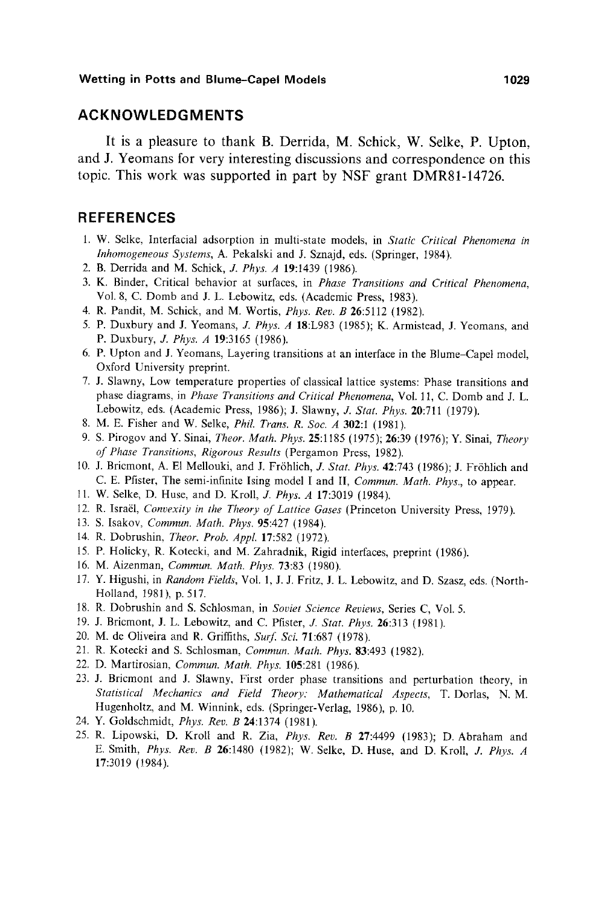## ACKNOWLEDGMENTS

It is a pleasure to thank B. Derrida, M. Schick, W. Selke, P. Upton, and J. Yeomans for very interesting discussions and correspondence on this topic. This work was supported in part by NSF grant DMR81-14726.

## REFERENCES

1. W. Selke, Interfacial adsorption in multi-state models, in *Static Critical Phenomena in Inhomogeneous Systems*, A. Pekalski and J. Sznajd, eds. (Springer, 1984).
2. B. Derrida and M. Schick, *J. Phys. A* **19**:1439 (1986).
3. K. Binder, Critical behavior at surfaces, in *Phase Transitions and Critical Phenomena*, Vol. 8, C. Domb and J. L. Lebowitz, eds. (Academic Press, 1983).
4. R. Pandit, M. Schick, and M. Wortis, *Phys. Rev. B* **26**:5112 (1982).
5. P. Duxbury and J. Yeomans, *J. Phys. A* **18**:L983 (1985); K. Armistead, J. Yeomans, and P. Duxbury, *J. Phys. A* **19**:3165 (1986).
6. P. Upton and J. Yeomans, Layering transitions at an interface in the Blume–Capel model, Oxford University preprint.
7. J. Slawny, Low temperature properties of classical lattice systems: Phase transitions and phase diagrams, in *Phase Transitions and Critical Phenomena*, Vol. 11, C. Domb and J. L. Lebowitz, eds. (Academic Press, 1986); J. Slawny, *J. Stat. Phys.* **20**:711 (1979).
8. M. E. Fisher and W. Selke, *Phil. Trans. R. Soc. A* **302**:1 (1981).
9. S. Pirogov and Y. Sinai, *Theor. Math. Phys.* **25**:1185 (1975); **26**:39 (1976); Y. Sinai, *Theory of Phase Transitions, Rigorous Results* (Pergamon Press, 1982).
10. J. Bricmont, A. El Mellouki, and J. Fröhlich, *J. Stat. Phys.* **42**:743 (1986); J. Fröhlich and C. E. Pfister, The semi-infinite Ising model I and II, *Commun. Math. Phys.*, to appear.
11. W. Selke, D. Huse, and D. Kroll, *J. Phys. A* **17**:3019 (1984).
12. R. Israël, *Convexity in the Theory of Lattice Gases* (Princeton University Press, 1979).
13. S. Isakov, *Commun. Math. Phys.* **95**:427 (1984).
14. R. Dobrushin, *Theor. Prob. Appl.* **17**:582 (1972).
15. P. Holicky, R. Kotecki, and M. Zahradnik, Rigid interfaces, preprint (1986).
16. M. Aizenman, *Commun. Math. Phys.* **73**:83 (1980).
17. Y. Higushi, in *Random Fields*, Vol. 1, J. J. Fritz, J. L. Lebowitz, and D. Szasz, eds. (North-Holland, 1981), p. 517.
18. R. Dobrushin and S. Schlosman, in *Soviet Science Reviews*, Series C, Vol. 5.
19. J. Bricmont, J. L. Lebowitz, and C. Pfister, *J. Stat. Phys.* **26**:313 (1981).
20. M. de Oliveira and R. Griffiths, *Surf. Sci.* **71**:687 (1978).
21. R. Kotecki and S. Schlosman, *Commun. Math. Phys.* **83**:493 (1982).
22. D. Martirosian, *Commun. Math. Phys.* **105**:281 (1986).
23. J. Bricmont and J. Slawny, First order phase transitions and perturbation theory, in *Statistical Mechanics and Field Theory: Mathematical Aspects*, T. Dorlas, N. M. Hugenholtz, and M. Winnink, eds. (Springer-Verlag, 1986), p. 10.
24. Y. Goldschmidt, *Phys. Rev. B* **24**:1374 (1981).
25. R. Lipowski, D. Kroll and R. Zia, *Phys. Rev. B* **27**:4499 (1983); D. Abraham and E. Smith, *Phys. Rev. B* **26**:1480 (1982); W. Selke, D. Huse, and D. Kroll, *J. Phys. A* **17**:3019 (1984).